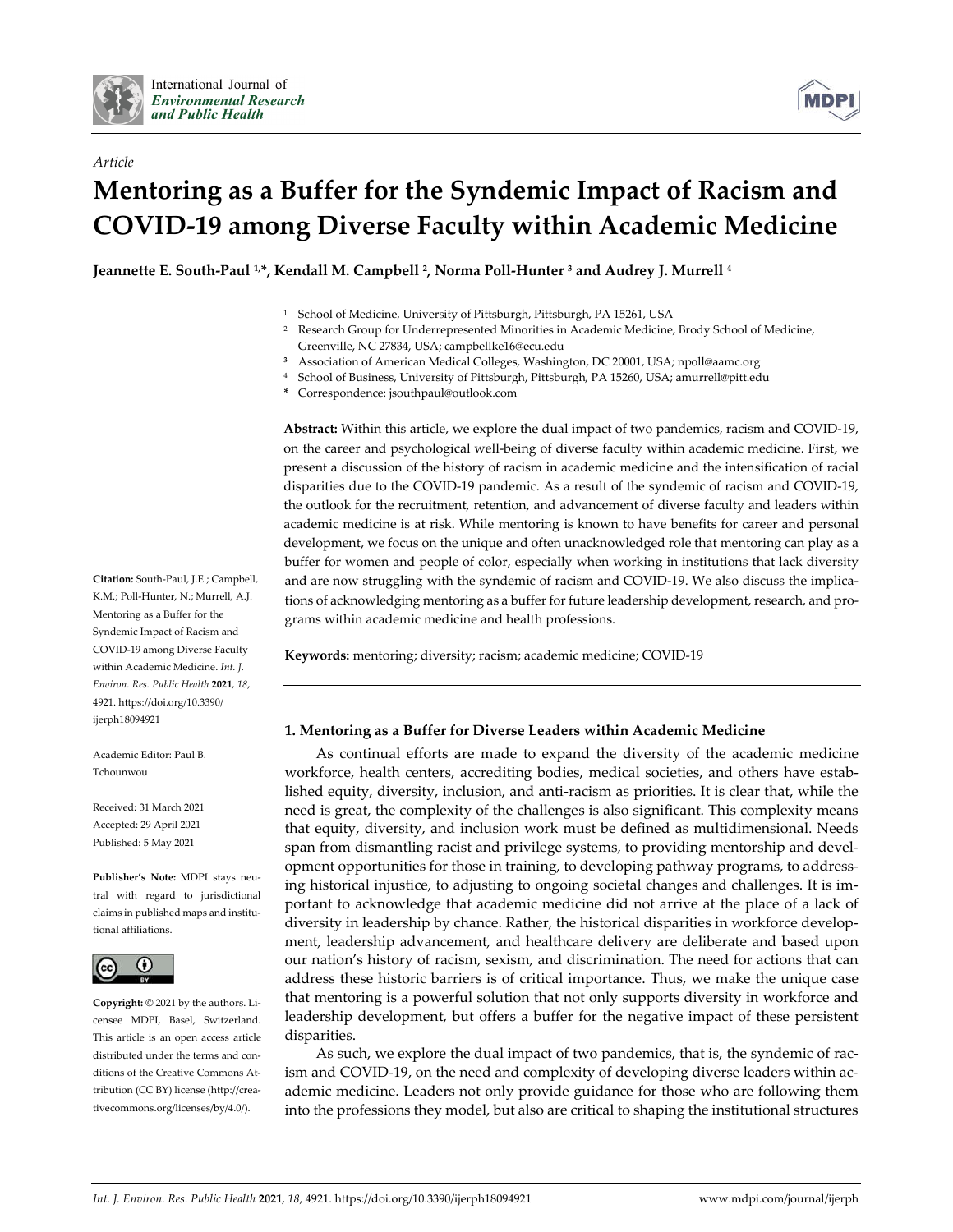*Article*

# Mentoring as a Buffer for the Syndemic Impact of Racism and COVID-19 among Diverse Faculty within Academic Medicine

**Jeannette E. South-Paul [1,*], Kendall M. Campbell [2], Norma Poll-Hunter [3] and Audrey J. Murrell [4]**

[1] School of Medicine, University of Pittsburgh, Pittsburgh, PA 15261, USA
[2] Research Group for Underrepresented Minorities in Academic Medicine, Brody School of Medicine, Greenville, NC 27834, USA; campbellke16@ecu.edu
[3] Association of American Medical Colleges, Washington, DC 20001, USA; npoll@aamc.org
[4] School of Business, University of Pittsburgh, Pittsburgh, PA 15260, USA; amurrell@pitt.edu
\* Correspondence: jsouthpaul@outlook.com

**Abstract:** Within this article, we explore the dual impact of two pandemics, racism and COVID-19, on the career and psychological well-being of diverse faculty within academic medicine. First, we present a discussion of the history of racism in academic medicine and the intensification of racial disparities due to the COVID-19 pandemic. As a result of the syndemic of racism and COVID-19, the outlook for the recruitment, retention, and advancement of diverse faculty and leaders within academic medicine is at risk. While mentoring is known to have benefits for career and personal development, we focus on the unique and often unacknowledged role that mentoring can play as a buffer for women and people of color, especially when working in institutions that lack diversity and are now struggling with the syndemic of racism and COVID-19. We also discuss the implications of acknowledging mentoring as a buffer for future leadership development, research, and programs within academic medicine and health professions.

**Keywords:** mentoring; diversity; racism; academic medicine; COVID-19

**Citation:** South-Paul, J.E.; Campbell, K.M.; Poll-Hunter, N.; Murrell, A.J. Mentoring as a Buffer for the Syndemic Impact of Racism and COVID-19 among Diverse Faculty within Academic Medicine. *Int. J. Environ. Res. Public Health* **2021**, *18*, 4921. https://doi.org/10.3390/ijerph18094921

Academic Editor: Paul B. Tchounwou

Received: 31 March 2021
Accepted: 29 April 2021
Published: 5 May 2021

**Publisher's Note:** MDPI stays neutral with regard to jurisdictional claims in published maps and institutional affiliations.

**Copyright:** © 2021 by the authors. Licensee MDPI, Basel, Switzerland. This article is an open access article distributed under the terms and conditions of the Creative Commons Attribution (CC BY) license (http://creativecommons.org/licenses/by/4.0/).

## 1. Mentoring as a Buffer for Diverse Leaders within Academic Medicine

As continual efforts are made to expand the diversity of the academic medicine workforce, health centers, accrediting bodies, medical societies, and others have established equity, diversity, inclusion, and anti-racism as priorities. It is clear that, while the need is great, the complexity of the challenges is also significant. This complexity means that equity, diversity, and inclusion work must be defined as multidimensional. Needs span from dismantling racist and privilege systems, to providing mentorship and development opportunities for those in training, to developing pathway programs, to addressing historical injustice, to adjusting to ongoing societal changes and challenges. It is important to acknowledge that academic medicine did not arrive at the place of a lack of diversity in leadership by chance. Rather, the historical disparities in workforce development, leadership advancement, and healthcare delivery are deliberate and based upon our nation's history of racism, sexism, and discrimination. The need for actions that can address these historic barriers is of critical importance. Thus, we make the unique case that mentoring is a powerful solution that not only supports diversity in workforce and leadership development, but offers a buffer for the negative impact of these persistent disparities.

As such, we explore the dual impact of two pandemics, that is, the syndemic of racism and COVID-19, on the need and complexity of developing diverse leaders within academic medicine. Leaders not only provide guidance for those who are following them into the professions they model, but also are critical to shaping the institutional structures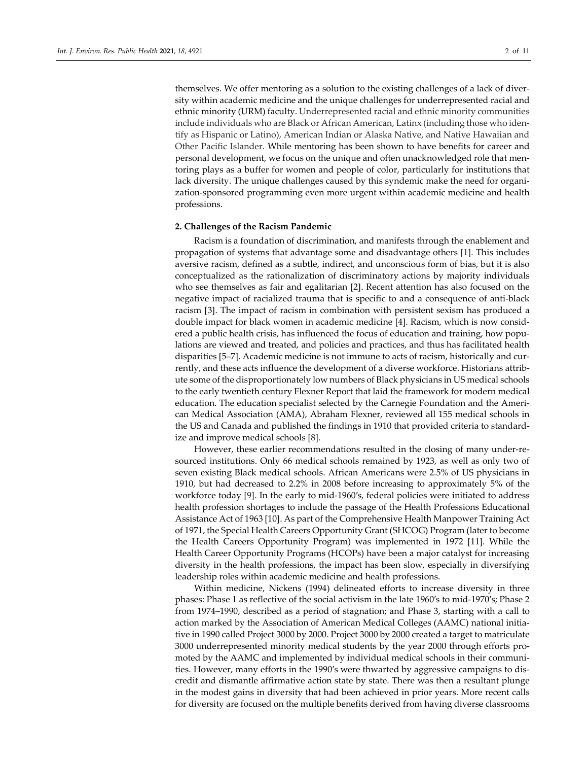themselves. We offer mentoring as a solution to the existing challenges of a lack of diversity within academic medicine and the unique challenges for underrepresented racial and ethnic minority (URM) faculty. Underrepresented racial and ethnic minority communities include individuals who are Black or African American, Latinx (including those who identify as Hispanic or Latino), American Indian or Alaska Native, and Native Hawaiian and Other Pacific Islander. While mentoring has been shown to have benefits for career and personal development, we focus on the unique and often unacknowledged role that mentoring plays as a buffer for women and people of color, particularly for institutions that lack diversity. The unique challenges caused by this syndemic make the need for organization-sponsored programming even more urgent within academic medicine and health professions.

## 2. Challenges of the Racism Pandemic

Racism is a foundation of discrimination, and manifests through the enablement and propagation of systems that advantage some and disadvantage others [1]. This includes aversive racism, defined as a subtle, indirect, and unconscious form of bias, but it is also conceptualized as the rationalization of discriminatory actions by majority individuals who see themselves as fair and egalitarian [2]. Recent attention has also focused on the negative impact of racialized trauma that is specific to and a consequence of anti-black racism [3]. The impact of racism in combination with persistent sexism has produced a double impact for black women in academic medicine [4]. Racism, which is now considered a public health crisis, has influenced the focus of education and training, how populations are viewed and treated, and policies and practices, and thus has facilitated health disparities [5–7]. Academic medicine is not immune to acts of racism, historically and currently, and these acts influence the development of a diverse workforce. Historians attribute some of the disproportionately low numbers of Black physicians in US medical schools to the early twentieth century Flexner Report that laid the framework for modern medical education. The education specialist selected by the Carnegie Foundation and the American Medical Association (AMA), Abraham Flexner, reviewed all 155 medical schools in the US and Canada and published the findings in 1910 that provided criteria to standardize and improve medical schools [8].

However, these earlier recommendations resulted in the closing of many under-resourced institutions. Only 66 medical schools remained by 1923, as well as only two of seven existing Black medical schools. African Americans were 2.5% of US physicians in 1910, but had decreased to 2.2% in 2008 before increasing to approximately 5% of the workforce today [9]. In the early to mid-1960's, federal policies were initiated to address health profession shortages to include the passage of the Health Professions Educational Assistance Act of 1963 [10]. As part of the Comprehensive Health Manpower Training Act of 1971, the Special Health Careers Opportunity Grant (SHCOG) Program (later to become the Health Careers Opportunity Program) was implemented in 1972 [11]. While the Health Career Opportunity Programs (HCOPs) have been a major catalyst for increasing diversity in the health professions, the impact has been slow, especially in diversifying leadership roles within academic medicine and health professions.

Within medicine, Nickens (1994) delineated efforts to increase diversity in three phases: Phase 1 as reflective of the social activism in the late 1960's to mid-1970's; Phase 2 from 1974–1990, described as a period of stagnation; and Phase 3, starting with a call to action marked by the Association of American Medical Colleges (AAMC) national initiative in 1990 called Project 3000 by 2000. Project 3000 by 2000 created a target to matriculate 3000 underrepresented minority medical students by the year 2000 through efforts promoted by the AAMC and implemented by individual medical schools in their communities. However, many efforts in the 1990's were thwarted by aggressive campaigns to discredit and dismantle affirmative action state by state. There was then a resultant plunge in the modest gains in diversity that had been achieved in prior years. More recent calls for diversity are focused on the multiple benefits derived from having diverse classrooms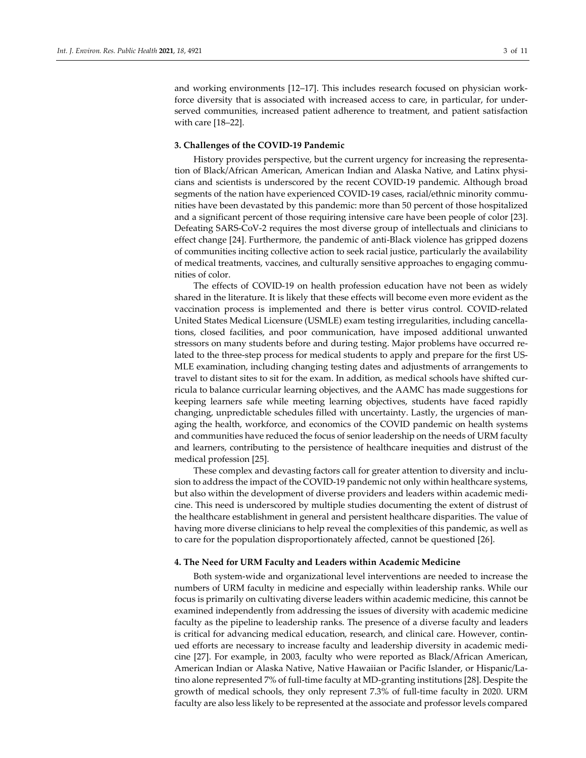and working environments [12–17]. This includes research focused on physician workforce diversity that is associated with increased access to care, in particular, for underserved communities, increased patient adherence to treatment, and patient satisfaction with care [18–22].

## 3. Challenges of the COVID-19 Pandemic

History provides perspective, but the current urgency for increasing the representation of Black/African American, American Indian and Alaska Native, and Latinx physicians and scientists is underscored by the recent COVID-19 pandemic. Although broad segments of the nation have experienced COVID-19 cases, racial/ethnic minority communities have been devastated by this pandemic: more than 50 percent of those hospitalized and a significant percent of those requiring intensive care have been people of color [23]. Defeating SARS-CoV-2 requires the most diverse group of intellectuals and clinicians to effect change [24]. Furthermore, the pandemic of anti-Black violence has gripped dozens of communities inciting collective action to seek racial justice, particularly the availability of medical treatments, vaccines, and culturally sensitive approaches to engaging communities of color.

The effects of COVID-19 on health profession education have not been as widely shared in the literature. It is likely that these effects will become even more evident as the vaccination process is implemented and there is better virus control. COVID-related United States Medical Licensure (USMLE) exam testing irregularities, including cancellations, closed facilities, and poor communication, have imposed additional unwanted stressors on many students before and during testing. Major problems have occurred related to the three-step process for medical students to apply and prepare for the first USMLE examination, including changing testing dates and adjustments of arrangements to travel to distant sites to sit for the exam. In addition, as medical schools have shifted curricula to balance curricular learning objectives, and the AAMC has made suggestions for keeping learners safe while meeting learning objectives, students have faced rapidly changing, unpredictable schedules filled with uncertainty. Lastly, the urgencies of managing the health, workforce, and economics of the COVID pandemic on health systems and communities have reduced the focus of senior leadership on the needs of URM faculty and learners, contributing to the persistence of healthcare inequities and distrust of the medical profession [25].

These complex and devasting factors call for greater attention to diversity and inclusion to address the impact of the COVID-19 pandemic not only within healthcare systems, but also within the development of diverse providers and leaders within academic medicine. This need is underscored by multiple studies documenting the extent of distrust of the healthcare establishment in general and persistent healthcare disparities. The value of having more diverse clinicians to help reveal the complexities of this pandemic, as well as to care for the population disproportionately affected, cannot be questioned [26].

## 4. The Need for URM Faculty and Leaders within Academic Medicine

Both system-wide and organizational level interventions are needed to increase the numbers of URM faculty in medicine and especially within leadership ranks. While our focus is primarily on cultivating diverse leaders within academic medicine, this cannot be examined independently from addressing the issues of diversity with academic medicine faculty as the pipeline to leadership ranks. The presence of a diverse faculty and leaders is critical for advancing medical education, research, and clinical care. However, continued efforts are necessary to increase faculty and leadership diversity in academic medicine [27]. For example, in 2003, faculty who were reported as Black/African American, American Indian or Alaska Native, Native Hawaiian or Pacific Islander, or Hispanic/Latino alone represented 7% of full-time faculty at MD-granting institutions [28]. Despite the growth of medical schools, they only represent 7.3% of full-time faculty in 2020. URM faculty are also less likely to be represented at the associate and professor levels compared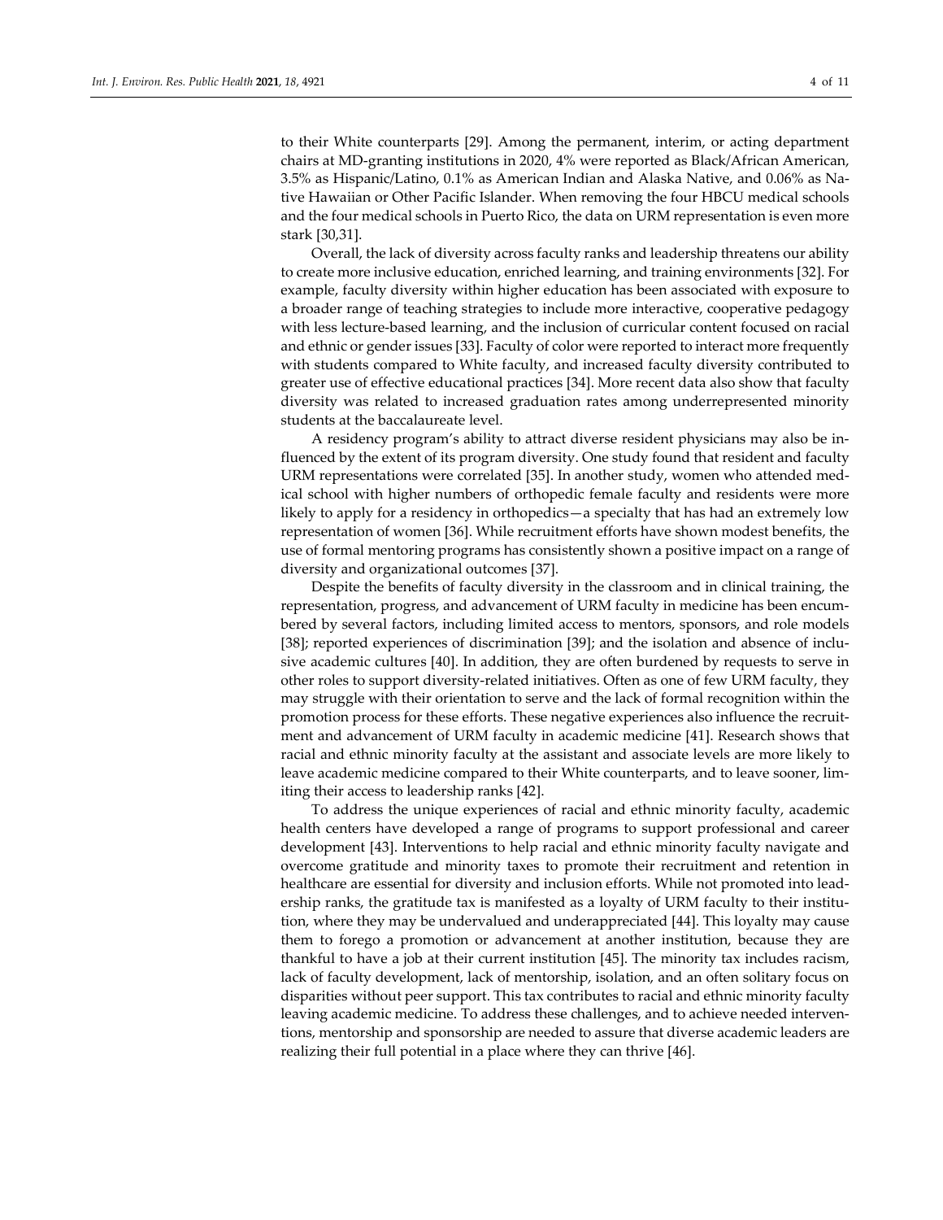to their White counterparts [29]. Among the permanent, interim, or acting department chairs at MD-granting institutions in 2020, 4% were reported as Black/African American, 3.5% as Hispanic/Latino, 0.1% as American Indian and Alaska Native, and 0.06% as Native Hawaiian or Other Pacific Islander. When removing the four HBCU medical schools and the four medical schools in Puerto Rico, the data on URM representation is even more stark [30,31].

Overall, the lack of diversity across faculty ranks and leadership threatens our ability to create more inclusive education, enriched learning, and training environments [32]. For example, faculty diversity within higher education has been associated with exposure to a broader range of teaching strategies to include more interactive, cooperative pedagogy with less lecture-based learning, and the inclusion of curricular content focused on racial and ethnic or gender issues [33]. Faculty of color were reported to interact more frequently with students compared to White faculty, and increased faculty diversity contributed to greater use of effective educational practices [34]. More recent data also show that faculty diversity was related to increased graduation rates among underrepresented minority students at the baccalaureate level.

A residency program's ability to attract diverse resident physicians may also be influenced by the extent of its program diversity. One study found that resident and faculty URM representations were correlated [35]. In another study, women who attended medical school with higher numbers of orthopedic female faculty and residents were more likely to apply for a residency in orthopedics—a specialty that has had an extremely low representation of women [36]. While recruitment efforts have shown modest benefits, the use of formal mentoring programs has consistently shown a positive impact on a range of diversity and organizational outcomes [37].

Despite the benefits of faculty diversity in the classroom and in clinical training, the representation, progress, and advancement of URM faculty in medicine has been encumbered by several factors, including limited access to mentors, sponsors, and role models [38]; reported experiences of discrimination [39]; and the isolation and absence of inclusive academic cultures [40]. In addition, they are often burdened by requests to serve in other roles to support diversity-related initiatives. Often as one of few URM faculty, they may struggle with their orientation to serve and the lack of formal recognition within the promotion process for these efforts. These negative experiences also influence the recruitment and advancement of URM faculty in academic medicine [41]. Research shows that racial and ethnic minority faculty at the assistant and associate levels are more likely to leave academic medicine compared to their White counterparts, and to leave sooner, limiting their access to leadership ranks [42].

To address the unique experiences of racial and ethnic minority faculty, academic health centers have developed a range of programs to support professional and career development [43]. Interventions to help racial and ethnic minority faculty navigate and overcome gratitude and minority taxes to promote their recruitment and retention in healthcare are essential for diversity and inclusion efforts. While not promoted into leadership ranks, the gratitude tax is manifested as a loyalty of URM faculty to their institution, where they may be undervalued and underappreciated [44]. This loyalty may cause them to forego a promotion or advancement at another institution, because they are thankful to have a job at their current institution [45]. The minority tax includes racism, lack of faculty development, lack of mentorship, isolation, and an often solitary focus on disparities without peer support. This tax contributes to racial and ethnic minority faculty leaving academic medicine. To address these challenges, and to achieve needed interventions, mentorship and sponsorship are needed to assure that diverse academic leaders are realizing their full potential in a place where they can thrive [46].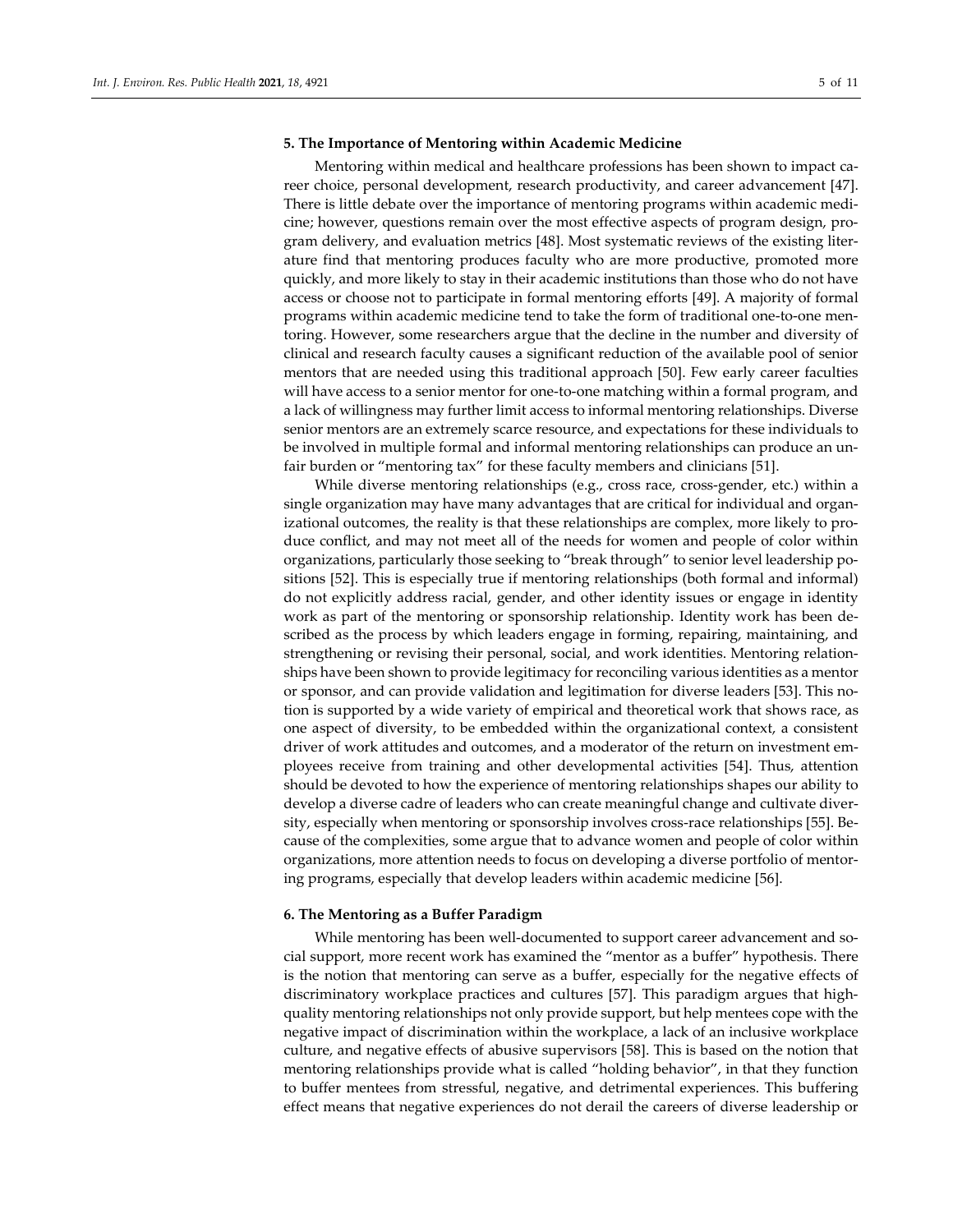## 5. The Importance of Mentoring within Academic Medicine

Mentoring within medical and healthcare professions has been shown to impact career choice, personal development, research productivity, and career advancement [47]. There is little debate over the importance of mentoring programs within academic medicine; however, questions remain over the most effective aspects of program design, program delivery, and evaluation metrics [48]. Most systematic reviews of the existing literature find that mentoring produces faculty who are more productive, promoted more quickly, and more likely to stay in their academic institutions than those who do not have access or choose not to participate in formal mentoring efforts [49]. A majority of formal programs within academic medicine tend to take the form of traditional one-to-one mentoring. However, some researchers argue that the decline in the number and diversity of clinical and research faculty causes a significant reduction of the available pool of senior mentors that are needed using this traditional approach [50]. Few early career faculties will have access to a senior mentor for one-to-one matching within a formal program, and a lack of willingness may further limit access to informal mentoring relationships. Diverse senior mentors are an extremely scarce resource, and expectations for these individuals to be involved in multiple formal and informal mentoring relationships can produce an unfair burden or "mentoring tax" for these faculty members and clinicians [51].

While diverse mentoring relationships (e.g., cross race, cross-gender, etc.) within a single organization may have many advantages that are critical for individual and organizational outcomes, the reality is that these relationships are complex, more likely to produce conflict, and may not meet all of the needs for women and people of color within organizations, particularly those seeking to "break through" to senior level leadership positions [52]. This is especially true if mentoring relationships (both formal and informal) do not explicitly address racial, gender, and other identity issues or engage in identity work as part of the mentoring or sponsorship relationship. Identity work has been described as the process by which leaders engage in forming, repairing, maintaining, and strengthening or revising their personal, social, and work identities. Mentoring relationships have been shown to provide legitimacy for reconciling various identities as a mentor or sponsor, and can provide validation and legitimation for diverse leaders [53]. This notion is supported by a wide variety of empirical and theoretical work that shows race, as one aspect of diversity, to be embedded within the organizational context, a consistent driver of work attitudes and outcomes, and a moderator of the return on investment employees receive from training and other developmental activities [54]. Thus, attention should be devoted to how the experience of mentoring relationships shapes our ability to develop a diverse cadre of leaders who can create meaningful change and cultivate diversity, especially when mentoring or sponsorship involves cross-race relationships [55]. Because of the complexities, some argue that to advance women and people of color within organizations, more attention needs to focus on developing a diverse portfolio of mentoring programs, especially that develop leaders within academic medicine [56].

## 6. The Mentoring as a Buffer Paradigm

While mentoring has been well-documented to support career advancement and social support, more recent work has examined the "mentor as a buffer" hypothesis. There is the notion that mentoring can serve as a buffer, especially for the negative effects of discriminatory workplace practices and cultures [57]. This paradigm argues that high-quality mentoring relationships not only provide support, but help mentees cope with the negative impact of discrimination within the workplace, a lack of an inclusive workplace culture, and negative effects of abusive supervisors [58]. This is based on the notion that mentoring relationships provide what is called "holding behavior", in that they function to buffer mentees from stressful, negative, and detrimental experiences. This buffering effect means that negative experiences do not derail the careers of diverse leadership or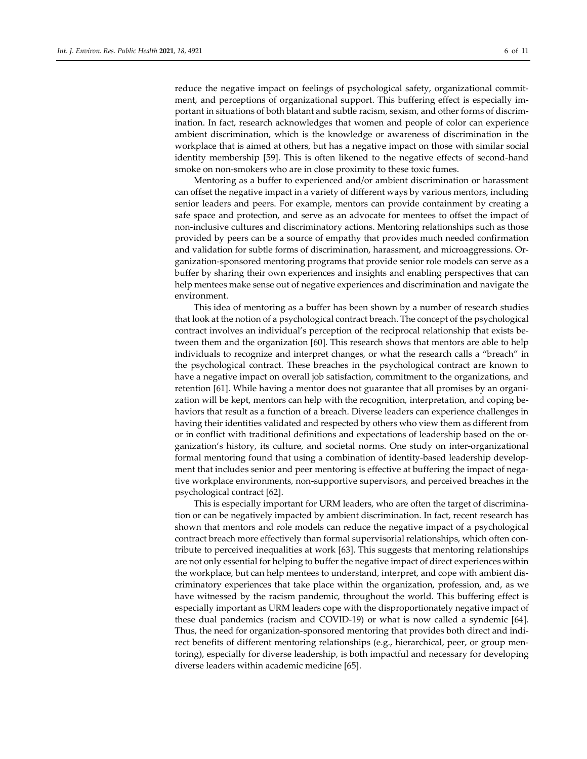reduce the negative impact on feelings of psychological safety, organizational commitment, and perceptions of organizational support. This buffering effect is especially important in situations of both blatant and subtle racism, sexism, and other forms of discrimination. In fact, research acknowledges that women and people of color can experience ambient discrimination, which is the knowledge or awareness of discrimination in the workplace that is aimed at others, but has a negative impact on those with similar social identity membership [59]. This is often likened to the negative effects of second-hand smoke on non-smokers who are in close proximity to these toxic fumes.

Mentoring as a buffer to experienced and/or ambient discrimination or harassment can offset the negative impact in a variety of different ways by various mentors, including senior leaders and peers. For example, mentors can provide containment by creating a safe space and protection, and serve as an advocate for mentees to offset the impact of non-inclusive cultures and discriminatory actions. Mentoring relationships such as those provided by peers can be a source of empathy that provides much needed confirmation and validation for subtle forms of discrimination, harassment, and microaggressions. Organization-sponsored mentoring programs that provide senior role models can serve as a buffer by sharing their own experiences and insights and enabling perspectives that can help mentees make sense out of negative experiences and discrimination and navigate the environment.

This idea of mentoring as a buffer has been shown by a number of research studies that look at the notion of a psychological contract breach. The concept of the psychological contract involves an individual's perception of the reciprocal relationship that exists between them and the organization [60]. This research shows that mentors are able to help individuals to recognize and interpret changes, or what the research calls a "breach" in the psychological contract. These breaches in the psychological contract are known to have a negative impact on overall job satisfaction, commitment to the organizations, and retention [61]. While having a mentor does not guarantee that all promises by an organization will be kept, mentors can help with the recognition, interpretation, and coping behaviors that result as a function of a breach. Diverse leaders can experience challenges in having their identities validated and respected by others who view them as different from or in conflict with traditional definitions and expectations of leadership based on the organization's history, its culture, and societal norms. One study on inter-organizational formal mentoring found that using a combination of identity-based leadership development that includes senior and peer mentoring is effective at buffering the impact of negative workplace environments, non-supportive supervisors, and perceived breaches in the psychological contract [62].

This is especially important for URM leaders, who are often the target of discrimination or can be negatively impacted by ambient discrimination. In fact, recent research has shown that mentors and role models can reduce the negative impact of a psychological contract breach more effectively than formal supervisorial relationships, which often contribute to perceived inequalities at work [63]. This suggests that mentoring relationships are not only essential for helping to buffer the negative impact of direct experiences within the workplace, but can help mentees to understand, interpret, and cope with ambient discriminatory experiences that take place within the organization, profession, and, as we have witnessed by the racism pandemic, throughout the world. This buffering effect is especially important as URM leaders cope with the disproportionately negative impact of these dual pandemics (racism and COVID-19) or what is now called a syndemic [64]. Thus, the need for organization-sponsored mentoring that provides both direct and indirect benefits of different mentoring relationships (e.g., hierarchical, peer, or group mentoring), especially for diverse leadership, is both impactful and necessary for developing diverse leaders within academic medicine [65].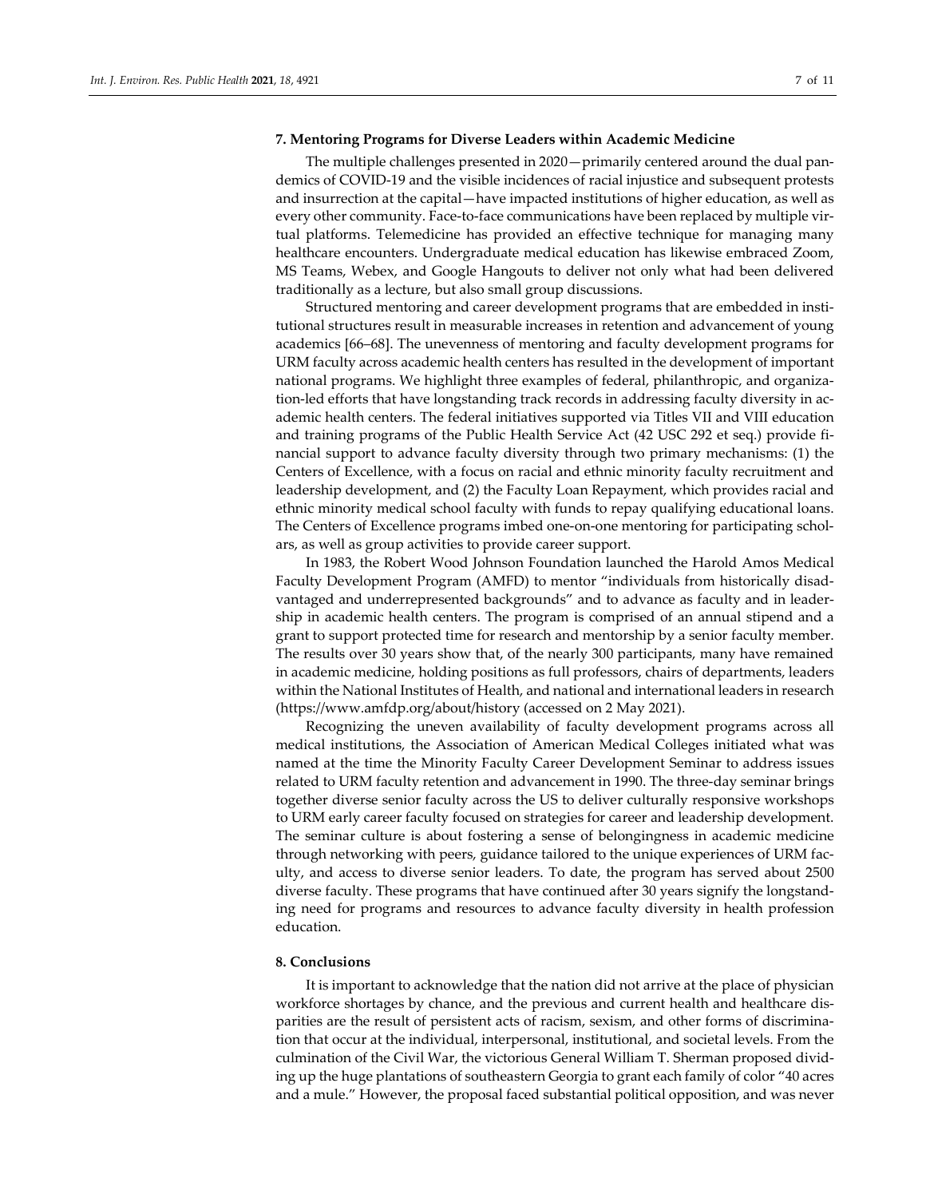## 7. Mentoring Programs for Diverse Leaders within Academic Medicine

The multiple challenges presented in 2020—primarily centered around the dual pandemics of COVID-19 and the visible incidences of racial injustice and subsequent protests and insurrection at the capital—have impacted institutions of higher education, as well as every other community. Face-to-face communications have been replaced by multiple virtual platforms. Telemedicine has provided an effective technique for managing many healthcare encounters. Undergraduate medical education has likewise embraced Zoom, MS Teams, Webex, and Google Hangouts to deliver not only what had been delivered traditionally as a lecture, but also small group discussions.

Structured mentoring and career development programs that are embedded in institutional structures result in measurable increases in retention and advancement of young academics [66–68]. The unevenness of mentoring and faculty development programs for URM faculty across academic health centers has resulted in the development of important national programs. We highlight three examples of federal, philanthropic, and organization-led efforts that have longstanding track records in addressing faculty diversity in academic health centers. The federal initiatives supported via Titles VII and VIII education and training programs of the Public Health Service Act (42 USC 292 et seq.) provide financial support to advance faculty diversity through two primary mechanisms: (1) the Centers of Excellence, with a focus on racial and ethnic minority faculty recruitment and leadership development, and (2) the Faculty Loan Repayment, which provides racial and ethnic minority medical school faculty with funds to repay qualifying educational loans. The Centers of Excellence programs imbed one-on-one mentoring for participating scholars, as well as group activities to provide career support.

In 1983, the Robert Wood Johnson Foundation launched the Harold Amos Medical Faculty Development Program (AMFD) to mentor "individuals from historically disadvantaged and underrepresented backgrounds" and to advance as faculty and in leadership in academic health centers. The program is comprised of an annual stipend and a grant to support protected time for research and mentorship by a senior faculty member. The results over 30 years show that, of the nearly 300 participants, many have remained in academic medicine, holding positions as full professors, chairs of departments, leaders within the National Institutes of Health, and national and international leaders in research (https://www.amfdp.org/about/history (accessed on 2 May 2021).

Recognizing the uneven availability of faculty development programs across all medical institutions, the Association of American Medical Colleges initiated what was named at the time the Minority Faculty Career Development Seminar to address issues related to URM faculty retention and advancement in 1990. The three-day seminar brings together diverse senior faculty across the US to deliver culturally responsive workshops to URM early career faculty focused on strategies for career and leadership development. The seminar culture is about fostering a sense of belongingness in academic medicine through networking with peers, guidance tailored to the unique experiences of URM faculty, and access to diverse senior leaders. To date, the program has served about 2500 diverse faculty. These programs that have continued after 30 years signify the longstanding need for programs and resources to advance faculty diversity in health profession education.

## 8. Conclusions

It is important to acknowledge that the nation did not arrive at the place of physician workforce shortages by chance, and the previous and current health and healthcare disparities are the result of persistent acts of racism, sexism, and other forms of discrimination that occur at the individual, interpersonal, institutional, and societal levels. From the culmination of the Civil War, the victorious General William T. Sherman proposed dividing up the huge plantations of southeastern Georgia to grant each family of color "40 acres and a mule." However, the proposal faced substantial political opposition, and was never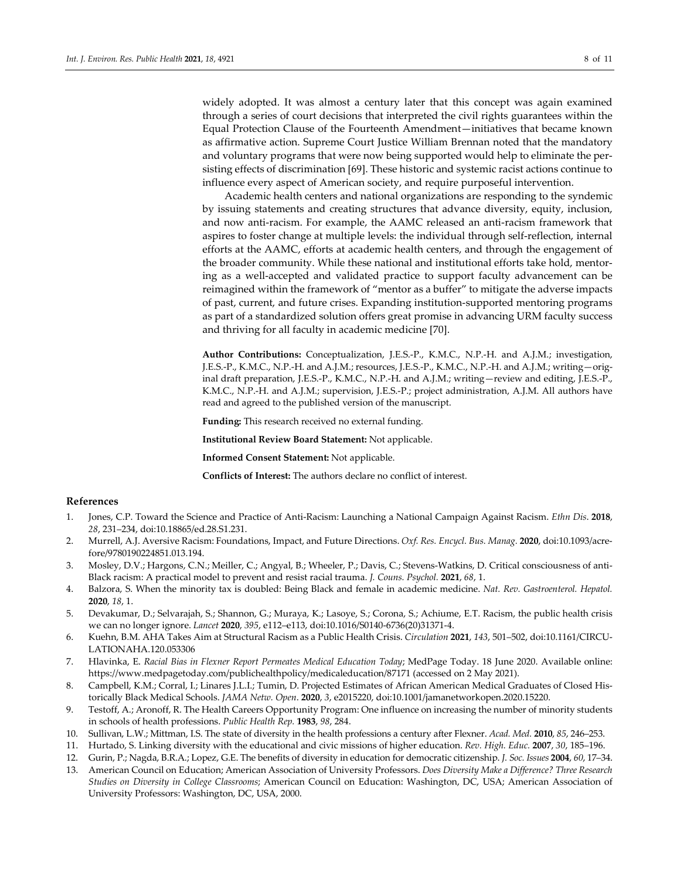widely adopted. It was almost a century later that this concept was again examined through a series of court decisions that interpreted the civil rights guarantees within the Equal Protection Clause of the Fourteenth Amendment—initiatives that became known as affirmative action. Supreme Court Justice William Brennan noted that the mandatory and voluntary programs that were now being supported would help to eliminate the persisting effects of discrimination [69]. These historic and systemic racist actions continue to influence every aspect of American society, and require purposeful intervention.

Academic health centers and national organizations are responding to the syndemic by issuing statements and creating structures that advance diversity, equity, inclusion, and now anti-racism. For example, the AAMC released an anti-racism framework that aspires to foster change at multiple levels: the individual through self-reflection, internal efforts at the AAMC, efforts at academic health centers, and through the engagement of the broader community. While these national and institutional efforts take hold, mentoring as a well-accepted and validated practice to support faculty advancement can be reimagined within the framework of "mentor as a buffer" to mitigate the adverse impacts of past, current, and future crises. Expanding institution-supported mentoring programs as part of a standardized solution offers great promise in advancing URM faculty success and thriving for all faculty in academic medicine [70].

**Author Contributions:** Conceptualization, J.E.S.-P., K.M.C., N.P.-H. and A.J.M.; investigation, J.E.S.-P., K.M.C., N.P.-H. and A.J.M.; resources, J.E.S.-P., K.M.C., N.P.-H. and A.J.M.; writing—original draft preparation, J.E.S.-P., K.M.C., N.P.-H. and A.J.M.; writing—review and editing, J.E.S.-P., K.M.C., N.P.-H. and A.J.M.; supervision, J.E.S.-P.; project administration, A.J.M. All authors have read and agreed to the published version of the manuscript.

**Funding:** This research received no external funding.

**Institutional Review Board Statement:** Not applicable.

**Informed Consent Statement:** Not applicable.

**Conflicts of Interest:** The authors declare no conflict of interest.

## References

1. Jones, C.P. Toward the Science and Practice of Anti-Racism: Launching a National Campaign Against Racism. *Ethn Dis*. **2018**, *28*, 231–234, doi:10.18865/ed.28.S1.231.
2. Murrell, A.J. Aversive Racism: Foundations, Impact, and Future Directions. *Oxf. Res. Encycl. Bus. Manag.* **2020**, doi:10.1093/acrefore/9780190224851.013.194.
3. Mosley, D.V.; Hargons, C.N.; Meiller, C.; Angyal, B.; Wheeler, P.; Davis, C.; Stevens-Watkins, D. Critical consciousness of anti-Black racism: A practical model to prevent and resist racial trauma. *J. Couns. Psychol.* **2021**, *68*, 1.
4. Balzora, S. When the minority tax is doubled: Being Black and female in academic medicine. *Nat. Rev. Gastroenterol. Hepatol.* **2020**, *18*, 1.
5. Devakumar, D.; Selvarajah, S.; Shannon, G.; Muraya, K.; Lasoye, S.; Corona, S.; Achiume, E.T. Racism, the public health crisis we can no longer ignore. *Lancet* **2020**, *395*, e112–e113, doi:10.1016/S0140-6736(20)31371-4.
6. Kuehn, B.M. AHA Takes Aim at Structural Racism as a Public Health Crisis. *Circulation* **2021**, *143*, 501–502, doi:10.1161/CIRCULATIONAHA.120.053306
7. Hlavinka, E. *Racial Bias in Flexner Report Permeates Medical Education Today*; MedPage Today. 18 June 2020. Available online: https://www.medpagetoday.com/publichealthpolicy/medicaleducation/87171 (accessed on 2 May 2021).
8. Campbell, K.M.; Corral, I.; Linares J.L.I.; Tumin, D. Projected Estimates of African American Medical Graduates of Closed Historically Black Medical Schools. *JAMA Netw. Open*. **2020**, *3*, e2015220, doi:10.1001/jamanetworkopen.2020.15220.
9. Testoff, A.; Aronoff, R. The Health Careers Opportunity Program: One influence on increasing the number of minority students in schools of health professions. *Public Health Rep.* **1983**, *98*, 284.
10. Sullivan, L.W.; Mittman, I.S. The state of diversity in the health professions a century after Flexner. *Acad. Med.* **2010**, *85*, 246–253.
11. Hurtado, S. Linking diversity with the educational and civic missions of higher education. *Rev. High. Educ.* **2007**, *30*, 185–196.
12. Gurin, P.; Nagda, B.R.A.; Lopez, G.E. The benefits of diversity in education for democratic citizenship. *J. Soc. Issues* **2004**, *60*, 17–34.
13. American Council on Education; American Association of University Professors. *Does Diversity Make a Difference? Three Research Studies on Diversity in College Classrooms*; American Council on Education: Washington, DC, USA; American Association of University Professors: Washington, DC, USA, 2000.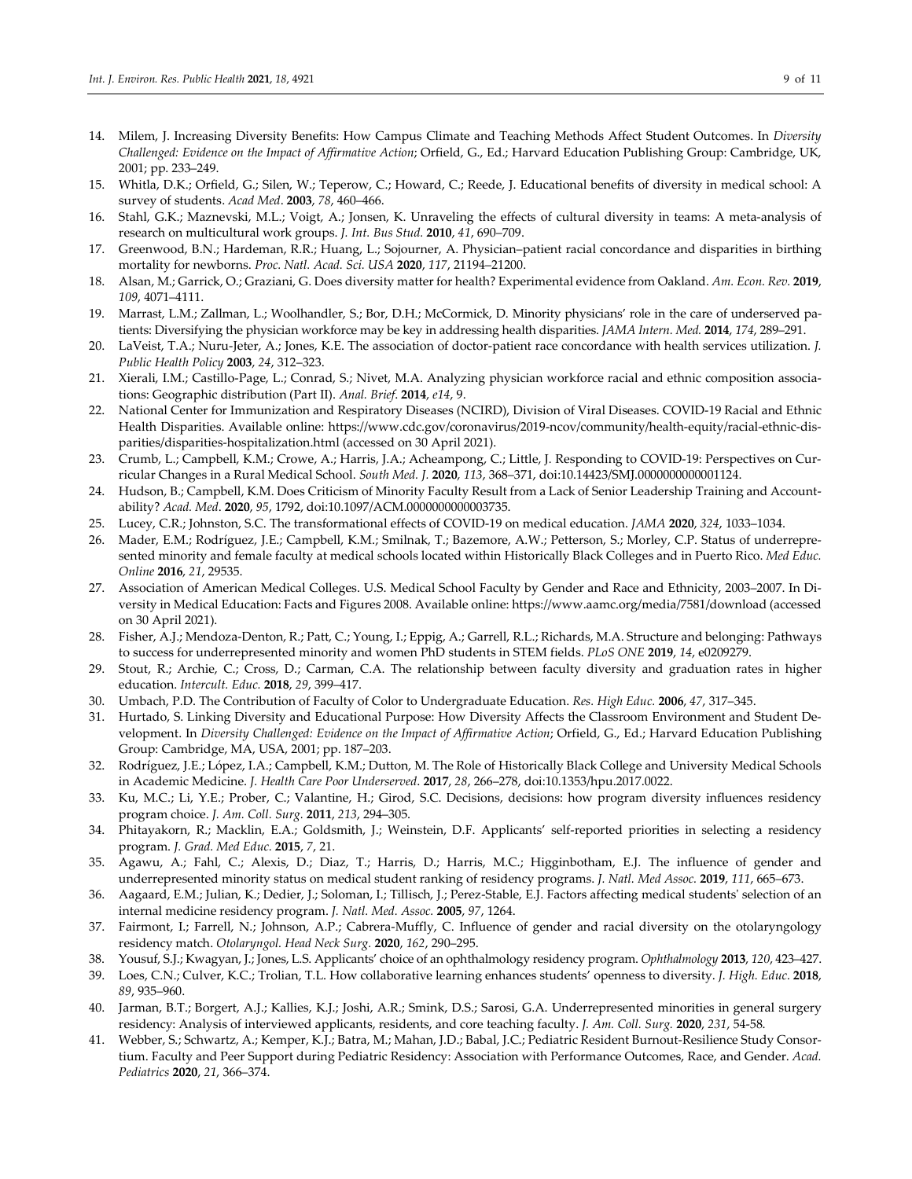14. Milem, J. Increasing Diversity Benefits: How Campus Climate and Teaching Methods Affect Student Outcomes. In *Diversity Challenged: Evidence on the Impact of Affirmative Action*; Orfield, G., Ed.; Harvard Education Publishing Group: Cambridge, UK, 2001; pp. 233–249.
15. Whitla, D.K.; Orfield, G.; Silen, W.; Teperow, C.; Howard, C.; Reede, J. Educational benefits of diversity in medical school: A survey of students. *Acad Med*. **2003**, *78*, 460–466.
16. Stahl, G.K.; Maznevski, M.L.; Voigt, A.; Jonsen, K. Unraveling the effects of cultural diversity in teams: A meta-analysis of research on multicultural work groups. *J. Int. Bus Stud.* **2010**, *41*, 690–709.
17. Greenwood, B.N.; Hardeman, R.R.; Huang, L.; Sojourner, A. Physician–patient racial concordance and disparities in birthing mortality for newborns. *Proc. Natl. Acad. Sci. USA* **2020**, *117*, 21194–21200.
18. Alsan, M.; Garrick, O.; Graziani, G. Does diversity matter for health? Experimental evidence from Oakland. *Am. Econ. Rev.* **2019**, *109*, 4071–4111.
19. Marrast, L.M.; Zallman, L.; Woolhandler, S.; Bor, D.H.; McCormick, D. Minority physicians' role in the care of underserved patients: Diversifying the physician workforce may be key in addressing health disparities. *JAMA Intern. Med.* **2014**, *174*, 289–291.
20. LaVeist, T.A.; Nuru-Jeter, A.; Jones, K.E. The association of doctor-patient race concordance with health services utilization. *J. Public Health Policy* **2003**, *24*, 312–323.
21. Xierali, I.M.; Castillo-Page, L.; Conrad, S.; Nivet, M.A. Analyzing physician workforce racial and ethnic composition associations: Geographic distribution (Part II). *Anal. Brief.* **2014**, *e14*, 9.
22. National Center for Immunization and Respiratory Diseases (NCIRD), Division of Viral Diseases. COVID-19 Racial and Ethnic Health Disparities. Available online: https://www.cdc.gov/coronavirus/2019-ncov/community/health-equity/racial-ethnic-disparities/disparities-hospitalization.html (accessed on 30 April 2021).
23. Crumb, L.; Campbell, K.M.; Crowe, A.; Harris, J.A.; Acheampong, C.; Little, J. Responding to COVID-19: Perspectives on Curricular Changes in a Rural Medical School. *South Med. J.* **2020**, *113*, 368–371, doi:10.14423/SMJ.0000000000001124.
24. Hudson, B.; Campbell, K.M. Does Criticism of Minority Faculty Result from a Lack of Senior Leadership Training and Accountability? *Acad. Med*. **2020**, *95*, 1792, doi:10.1097/ACM.0000000000003735.
25. Lucey, C.R.; Johnston, S.C. The transformational effects of COVID-19 on medical education. *JAMA* **2020**, *324*, 1033–1034.
26. Mader, E.M.; Rodríguez, J.E.; Campbell, K.M.; Smilnak, T.; Bazemore, A.W.; Petterson, S.; Morley, C.P. Status of underrepresented minority and female faculty at medical schools located within Historically Black Colleges and in Puerto Rico. *Med Educ. Online* **2016**, *21*, 29535.
27. Association of American Medical Colleges. U.S. Medical School Faculty by Gender and Race and Ethnicity, 2003–2007. In Diversity in Medical Education: Facts and Figures 2008. Available online: https://www.aamc.org/media/7581/download (accessed on 30 April 2021).
28. Fisher, A.J.; Mendoza-Denton, R.; Patt, C.; Young, I.; Eppig, A.; Garrell, R.L.; Richards, M.A. Structure and belonging: Pathways to success for underrepresented minority and women PhD students in STEM fields. *PLoS ONE* **2019**, *14*, e0209279.
29. Stout, R.; Archie, C.; Cross, D.; Carman, C.A. The relationship between faculty diversity and graduation rates in higher education. *Intercult. Educ.* **2018**, *29*, 399–417.
30. Umbach, P.D. The Contribution of Faculty of Color to Undergraduate Education. *Res. High Educ.* **2006**, *47*, 317–345.
31. Hurtado, S. Linking Diversity and Educational Purpose: How Diversity Affects the Classroom Environment and Student Development. In *Diversity Challenged: Evidence on the Impact of Affirmative Action*; Orfield, G., Ed.; Harvard Education Publishing Group: Cambridge, MA, USA, 2001; pp. 187–203.
32. Rodríguez, J.E.; López, I.A.; Campbell, K.M.; Dutton, M. The Role of Historically Black College and University Medical Schools in Academic Medicine. *J. Health Care Poor Underserved*. **2017**, *28*, 266–278, doi:10.1353/hpu.2017.0022.
33. Ku, M.C.; Li, Y.E.; Prober, C.; Valantine, H.; Girod, S.C. Decisions, decisions: how program diversity influences residency program choice. *J. Am. Coll. Surg.* **2011**, *213*, 294–305.
34. Phitayakorn, R.; Macklin, E.A.; Goldsmith, J.; Weinstein, D.F. Applicants' self-reported priorities in selecting a residency program. *J. Grad. Med Educ.* **2015**, *7*, 21.
35. Agawu, A.; Fahl, C.; Alexis, D.; Diaz, T.; Harris, D.; Harris, M.C.; Higginbotham, E.J. The influence of gender and underrepresented minority status on medical student ranking of residency programs. *J. Natl. Med Assoc.* **2019**, *111*, 665–673.
36. Aagaard, E.M.; Julian, K.; Dedier, J.; Soloman, I.; Tillisch, J.; Perez-Stable, E.J. Factors affecting medical students' selection of an internal medicine residency program. *J. Natl. Med. Assoc.* **2005**, *97*, 1264.
37. Fairmont, I.; Farrell, N.; Johnson, A.P.; Cabrera-Muffly, C. Influence of gender and racial diversity on the otolaryngology residency match. *Otolaryngol. Head Neck Surg.* **2020**, *162*, 290–295.
38. Yousuf, S.J.; Kwagyan, J.; Jones, L.S. Applicants' choice of an ophthalmology residency program. *Ophthalmology* **2013**, *120*, 423–427.
39. Loes, C.N.; Culver, K.C.; Trolian, T.L. How collaborative learning enhances students' openness to diversity. *J. High. Educ.* **2018**, *89*, 935–960.
40. Jarman, B.T.; Borgert, A.J.; Kallies, K.J.; Joshi, A.R.; Smink, D.S.; Sarosi, G.A. Underrepresented minorities in general surgery residency: Analysis of interviewed applicants, residents, and core teaching faculty. *J. Am. Coll. Surg.* **2020**, *231*, 54-58.
41. Webber, S.; Schwartz, A.; Kemper, K.J.; Batra, M.; Mahan, J.D.; Babal, J.C.; Pediatric Resident Burnout-Resilience Study Consortium. Faculty and Peer Support during Pediatric Residency: Association with Performance Outcomes, Race, and Gender. *Acad. Pediatrics* **2020**, *21*, 366–374.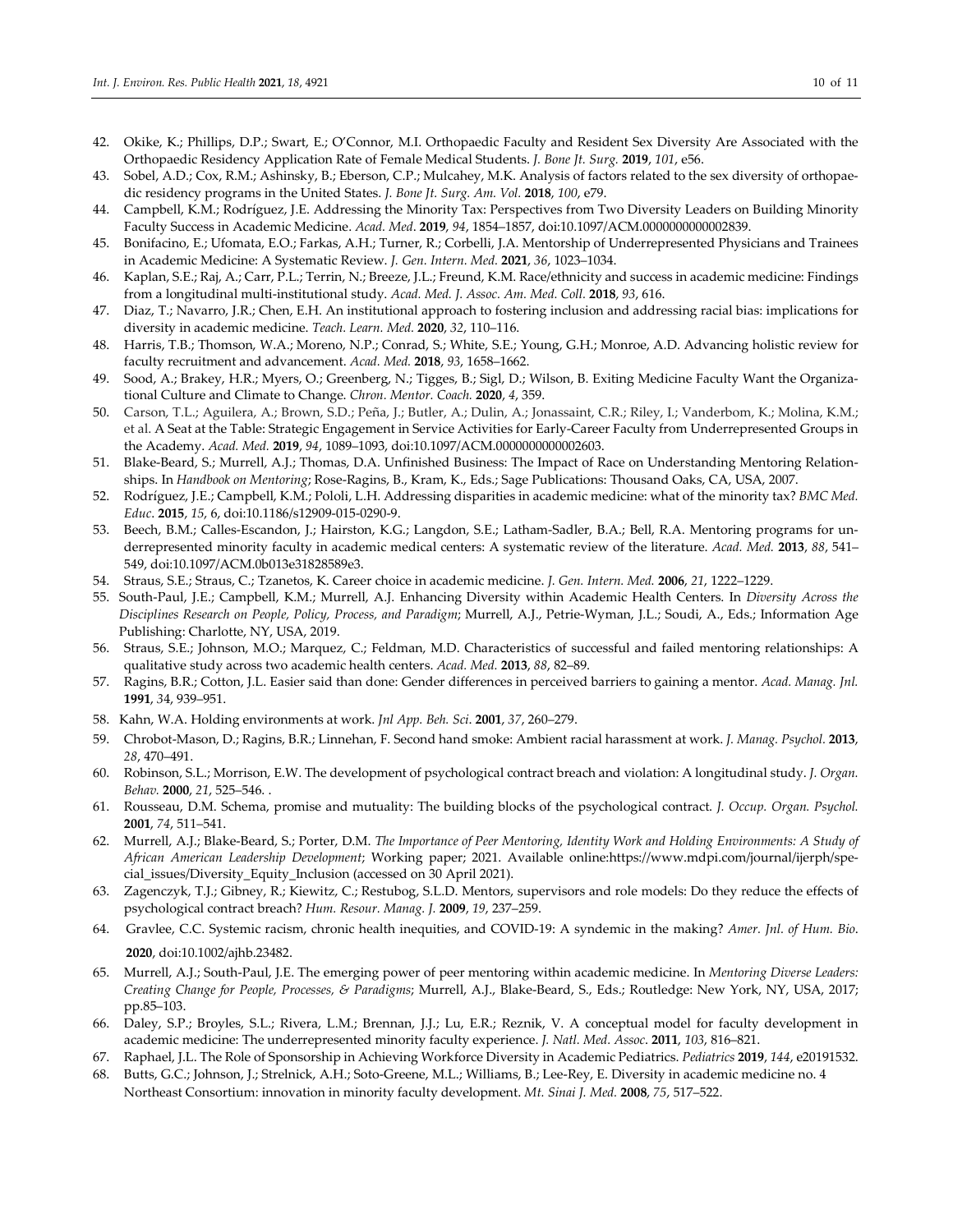42. Okike, K.; Phillips, D.P.; Swart, E.; O'Connor, M.I. Orthopaedic Faculty and Resident Sex Diversity Are Associated with the Orthopaedic Residency Application Rate of Female Medical Students. *J. Bone Jt. Surg.* **2019**, *101*, e56.
43. Sobel, A.D.; Cox, R.M.; Ashinsky, B.; Eberson, C.P.; Mulcahey, M.K. Analysis of factors related to the sex diversity of orthopaedic residency programs in the United States. *J. Bone Jt. Surg. Am. Vol.* **2018**, *100*, e79.
44. Campbell, K.M.; Rodríguez, J.E. Addressing the Minority Tax: Perspectives from Two Diversity Leaders on Building Minority Faculty Success in Academic Medicine. *Acad. Med*. **2019**, *94*, 1854–1857, doi:10.1097/ACM.0000000000002839.
45. Bonifacino, E.; Ufomata, E.O.; Farkas, A.H.; Turner, R.; Corbelli, J.A. Mentorship of Underrepresented Physicians and Trainees in Academic Medicine: A Systematic Review. *J. Gen. Intern. Med.* **2021**, *36*, 1023–1034.
46. Kaplan, S.E.; Raj, A.; Carr, P.L.; Terrin, N.; Breeze, J.L.; Freund, K.M. Race/ethnicity and success in academic medicine: Findings from a longitudinal multi-institutional study. *Acad. Med. J. Assoc. Am. Med. Coll.* **2018**, *93*, 616.
47. Diaz, T.; Navarro, J.R.; Chen, E.H. An institutional approach to fostering inclusion and addressing racial bias: implications for diversity in academic medicine. *Teach. Learn. Med.* **2020**, *32*, 110–116.
48. Harris, T.B.; Thomson, W.A.; Moreno, N.P.; Conrad, S.; White, S.E.; Young, G.H.; Monroe, A.D. Advancing holistic review for faculty recruitment and advancement. *Acad. Med.* **2018**, *93*, 1658–1662.
49. Sood, A.; Brakey, H.R.; Myers, O.; Greenberg, N.; Tigges, B.; Sigl, D.; Wilson, B. Exiting Medicine Faculty Want the Organizational Culture and Climate to Change. *Chron. Mentor. Coach.* **2020**, *4*, 359.
50. Carson, T.L.; Aguilera, A.; Brown, S.D.; Peña, J.; Butler, A.; Dulin, A.; Jonassaint, C.R.; Riley, I.; Vanderbom, K.; Molina, K.M.; et al. A Seat at the Table: Strategic Engagement in Service Activities for Early-Career Faculty from Underrepresented Groups in the Academy. *Acad. Med.* **2019**, *94*, 1089–1093, doi:10.1097/ACM.0000000000002603.
51. Blake-Beard, S.; Murrell, A.J.; Thomas, D.A. Unfinished Business: The Impact of Race on Understanding Mentoring Relationships. In *Handbook on Mentoring*; Rose-Ragins, B., Kram, K., Eds.; Sage Publications: Thousand Oaks, CA, USA, 2007.
52. Rodríguez, J.E.; Campbell, K.M.; Pololi, L.H. Addressing disparities in academic medicine: what of the minority tax? *BMC Med. Educ*. **2015**, *15*, 6, doi:10.1186/s12909-015-0290-9.
53. Beech, B.M.; Calles-Escandon, J.; Hairston, K.G.; Langdon, S.E.; Latham-Sadler, B.A.; Bell, R.A. Mentoring programs for underrepresented minority faculty in academic medical centers: A systematic review of the literature. *Acad. Med.* **2013**, *88*, 541–549, doi:10.1097/ACM.0b013e31828589e3.
54. Straus, S.E.; Straus, C.; Tzanetos, K. Career choice in academic medicine. *J. Gen. Intern. Med.* **2006**, *21*, 1222–1229.
55. South-Paul, J.E.; Campbell, K.M.; Murrell, A.J. Enhancing Diversity within Academic Health Centers. In *Diversity Across the Disciplines Research on People, Policy, Process, and Paradigm*; Murrell, A.J., Petrie-Wyman, J.L.; Soudi, A., Eds.; Information Age Publishing: Charlotte, NY, USA, 2019.
56. Straus, S.E.; Johnson, M.O.; Marquez, C.; Feldman, M.D. Characteristics of successful and failed mentoring relationships: A qualitative study across two academic health centers. *Acad. Med.* **2013**, *88*, 82–89.
57. Ragins, B.R.; Cotton, J.L. Easier said than done: Gender differences in perceived barriers to gaining a mentor. *Acad. Manag. Jnl.* **1991**, 34, 939–951.
58. Kahn, W.A. Holding environments at work. *Jnl App. Beh. Sci*. **2001**, *37*, 260–279.
59. Chrobot-Mason, D.; Ragins, B.R.; Linnehan, F. Second hand smoke: Ambient racial harassment at work. *J. Manag. Psychol.* **2013**, *28*, 470–491.
60. Robinson, S.L.; Morrison, E.W. The development of psychological contract breach and violation: A longitudinal study. *J. Organ. Behav.* **2000**, *21*, 525–546. .
61. Rousseau, D.M. Schema, promise and mutuality: The building blocks of the psychological contract. *J. Occup. Organ. Psychol.* **2001**, *74*, 511–541.
62. Murrell, A.J.; Blake-Beard, S.; Porter, D.M. *The Importance of Peer Mentoring, Identity Work and Holding Environments: A Study of African American Leadership Development*; Working paper; 2021. Available online:https://www.mdpi.com/journal/ijerph/special_issues/Diversity_Equity_Inclusion (accessed on 30 April 2021).
63. Zagenczyk, T.J.; Gibney, R.; Kiewitz, C.; Restubog, S.L.D. Mentors, supervisors and role models: Do they reduce the effects of psychological contract breach? *Hum. Resour. Manag. J.* **2009**, *19*, 237–259.
64. Gravlee, C.C. Systemic racism, chronic health inequities, and COVID-19: A syndemic in the making? *Amer. Jnl. of Hum. Bio*. **2020**, doi:10.1002/ajhb.23482.
65. Murrell, A.J.; South-Paul, J.E. The emerging power of peer mentoring within academic medicine. In *Mentoring Diverse Leaders: Creating Change for People, Processes, & Paradigms*; Murrell, A.J., Blake-Beard, S., Eds.; Routledge: New York, NY, USA, 2017; pp.85–103.
66. Daley, S.P.; Broyles, S.L.; Rivera, L.M.; Brennan, J.J.; Lu, E.R.; Reznik, V. A conceptual model for faculty development in academic medicine: The underrepresented minority faculty experience. *J. Natl. Med. Assoc*. **2011**, *103*, 816–821.
67. Raphael, J.L. The Role of Sponsorship in Achieving Workforce Diversity in Academic Pediatrics. *Pediatrics* **2019**, *144*, e20191532.
68. Butts, G.C.; Johnson, J.; Strelnick, A.H.; Soto-Greene, M.L.; Williams, B.; Lee-Rey, E. Diversity in academic medicine no. 4 Northeast Consortium: innovation in minority faculty development. *Mt. Sinai J. Med.* **2008**, *75*, 517–522.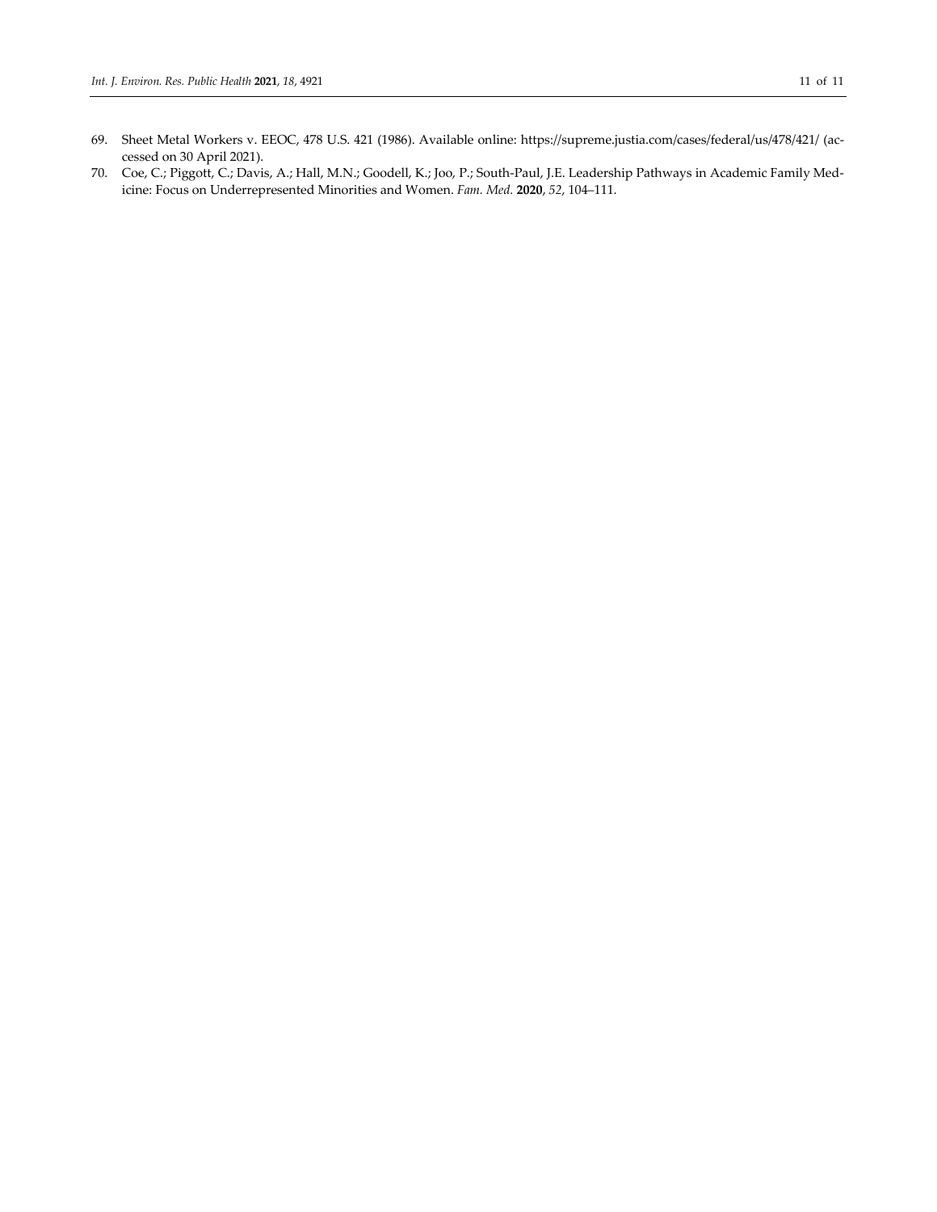69. Sheet Metal Workers v. EEOC, 478 U.S. 421 (1986). Available online: https://supreme.justia.com/cases/federal/us/478/421/ (accessed on 30 April 2021).
70. Coe, C.; Piggott, C.; Davis, A.; Hall, M.N.; Goodell, K.; Joo, P.; South-Paul, J.E. Leadership Pathways in Academic Family Medicine: Focus on Underrepresented Minorities and Women. *Fam. Med.* **2020**, *52*, 104–111.